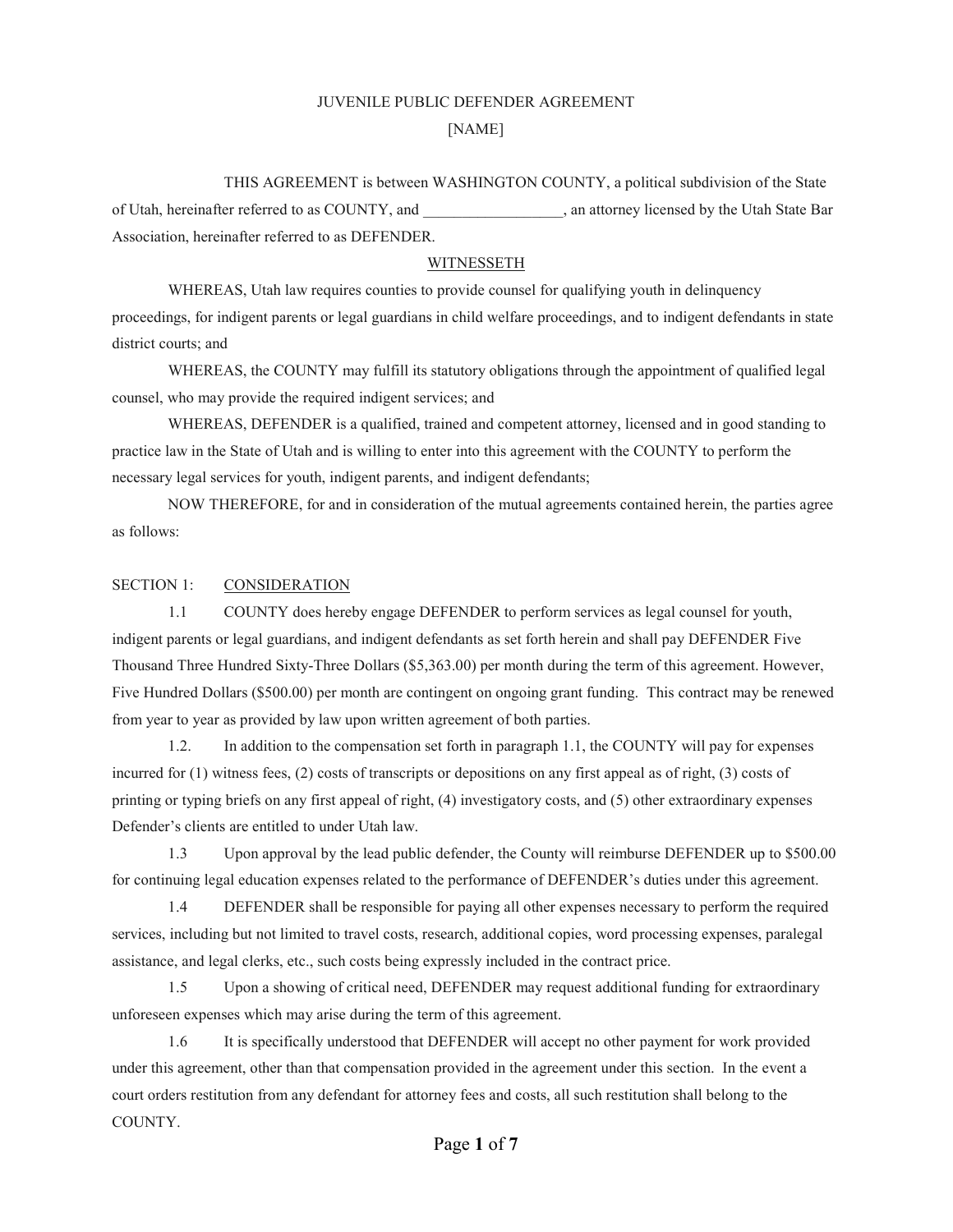# JUVENILE PUBLIC DEFENDER AGREEMENT

[NAME]

THIS AGREEMENT is between WASHINGTON COUNTY, a political subdivision of the State of Utah, hereinafter referred to as COUNTY, and __________________, an attorney licensed by the Utah State Bar Association, hereinafter referred to as DEFENDER.

## WITNESSETH

WHEREAS, Utah law requires counties to provide counsel for qualifying youth in delinquency proceedings, for indigent parents or legal guardians in child welfare proceedings, and to indigent defendants in state district courts; and

WHEREAS, the COUNTY may fulfill its statutory obligations through the appointment of qualified legal counsel, who may provide the required indigent services; and

WHEREAS, DEFENDER is a qualified, trained and competent attorney, licensed and in good standing to practice law in the State of Utah and is willing to enter into this agreement with the COUNTY to perform the necessary legal services for youth, indigent parents, and indigent defendants;

NOW THEREFORE, for and in consideration of the mutual agreements contained herein, the parties agree as follows:

## SECTION 1: CONSIDERATION

1.1 COUNTY does hereby engage DEFENDER to perform services as legal counsel for youth, indigent parents or legal guardians, and indigent defendants as set forth herein and shall pay DEFENDER Five Thousand Three Hundred Sixty-Three Dollars ($5,363.00) per month during the term of this agreement. However, Five Hundred Dollars ($500.00) per month are contingent on ongoing grant funding. This contract may be renewed from year to year as provided by law upon written agreement of both parties.

1.2. In addition to the compensation set forth in paragraph 1.1, the COUNTY will pay for expenses incurred for (1) witness fees, (2) costs of transcripts or depositions on any first appeal as of right, (3) costs of printing or typing briefs on any first appeal of right, (4) investigatory costs, and (5) other extraordinary expenses Defender's clients are entitled to under Utah law.

1.3 Upon approval by the lead public defender, the County will reimburse DEFENDER up to $500.00 for continuing legal education expenses related to the performance of DEFENDER's duties under this agreement.

1.4 DEFENDER shall be responsible for paying all other expenses necessary to perform the required services, including but not limited to travel costs, research, additional copies, word processing expenses, paralegal assistance, and legal clerks, etc., such costs being expressly included in the contract price.

1.5 Upon a showing of critical need, DEFENDER may request additional funding for extraordinary unforeseen expenses which may arise during the term of this agreement.

1.6 It is specifically understood that DEFENDER will accept no other payment for work provided under this agreement, other than that compensation provided in the agreement under this section. In the event a court orders restitution from any defendant for attorney fees and costs, all such restitution shall belong to the COUNTY.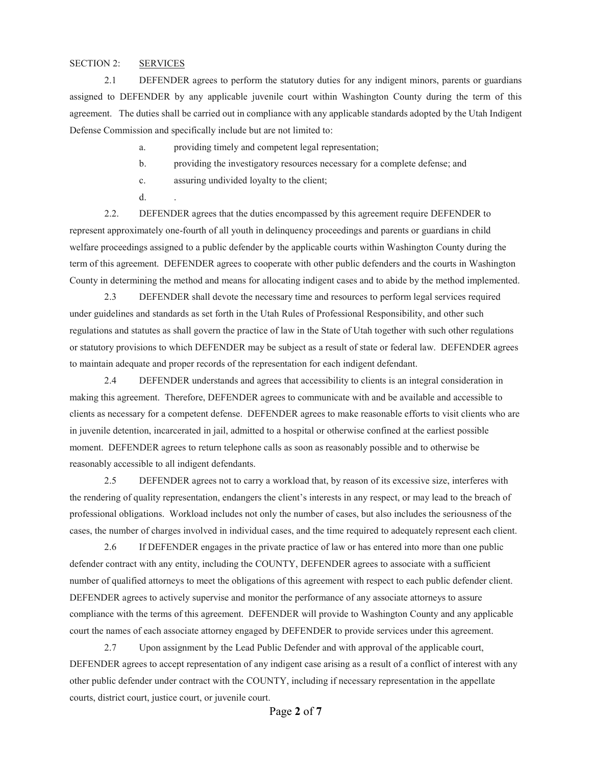SECTION 2: <u>SERVICES</u>

2.1 DEFENDER agrees to perform the statutory duties for any indigent minors, parents or guardians assigned to DEFENDER by any applicable juvenile court within Washington County during the term of this agreement. The duties shall be carried out in compliance with any applicable standards adopted by the Utah Indigent Defense Commission and specifically include but are not limited to:

a. providing timely and competent legal representation;

b. providing the investigatory resources necessary for a complete defense; and

c. assuring undivided loyalty to the client;

d. .

2.2. DEFENDER agrees that the duties encompassed by this agreement require DEFENDER to represent approximately one-fourth of all youth in delinquency proceedings and parents or guardians in child welfare proceedings assigned to a public defender by the applicable courts within Washington County during the term of this agreement. DEFENDER agrees to cooperate with other public defenders and the courts in Washington County in determining the method and means for allocating indigent cases and to abide by the method implemented.

2.3 DEFENDER shall devote the necessary time and resources to perform legal services required under guidelines and standards as set forth in the Utah Rules of Professional Responsibility, and other such regulations and statutes as shall govern the practice of law in the State of Utah together with such other regulations or statutory provisions to which DEFENDER may be subject as a result of state or federal law. DEFENDER agrees to maintain adequate and proper records of the representation for each indigent defendant.

2.4 DEFENDER understands and agrees that accessibility to clients is an integral consideration in making this agreement. Therefore, DEFENDER agrees to communicate with and be available and accessible to clients as necessary for a competent defense. DEFENDER agrees to make reasonable efforts to visit clients who are in juvenile detention, incarcerated in jail, admitted to a hospital or otherwise confined at the earliest possible moment. DEFENDER agrees to return telephone calls as soon as reasonably possible and to otherwise be reasonably accessible to all indigent defendants.

2.5 DEFENDER agrees not to carry a workload that, by reason of its excessive size, interferes with the rendering of quality representation, endangers the client's interests in any respect, or may lead to the breach of professional obligations. Workload includes not only the number of cases, but also includes the seriousness of the cases, the number of charges involved in individual cases, and the time required to adequately represent each client.

2.6 If DEFENDER engages in the private practice of law or has entered into more than one public defender contract with any entity, including the COUNTY, DEFENDER agrees to associate with a sufficient number of qualified attorneys to meet the obligations of this agreement with respect to each public defender client. DEFENDER agrees to actively supervise and monitor the performance of any associate attorneys to assure compliance with the terms of this agreement. DEFENDER will provide to Washington County and any applicable court the names of each associate attorney engaged by DEFENDER to provide services under this agreement.

2.7 Upon assignment by the Lead Public Defender and with approval of the applicable court, DEFENDER agrees to accept representation of any indigent case arising as a result of a conflict of interest with any other public defender under contract with the COUNTY, including if necessary representation in the appellate courts, district court, justice court, or juvenile court.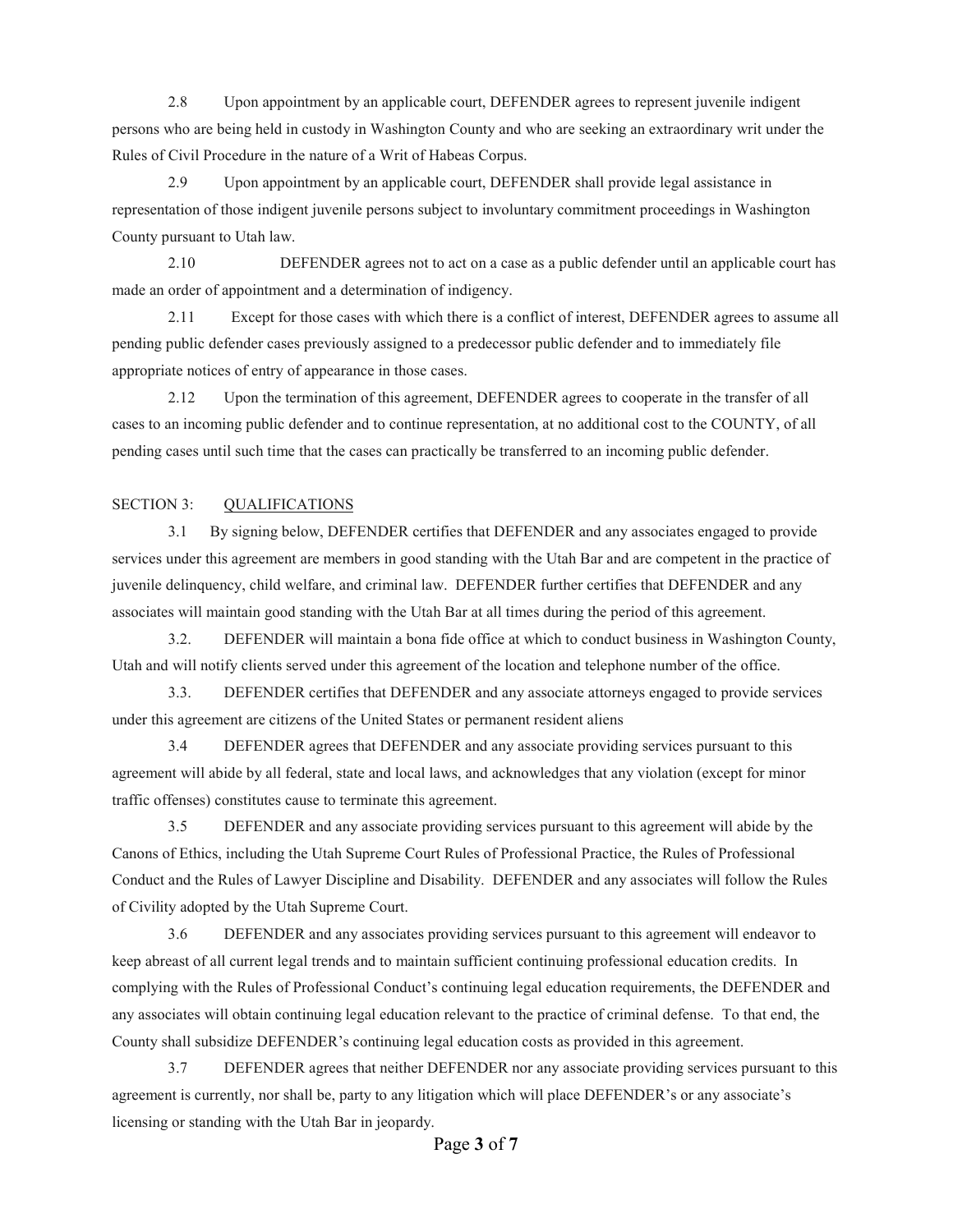2.8 Upon appointment by an applicable court, DEFENDER agrees to represent juvenile indigent persons who are being held in custody in Washington County and who are seeking an extraordinary writ under the Rules of Civil Procedure in the nature of a Writ of Habeas Corpus.

2.9 Upon appointment by an applicable court, DEFENDER shall provide legal assistance in representation of those indigent juvenile persons subject to involuntary commitment proceedings in Washington County pursuant to Utah law.

2.10 DEFENDER agrees not to act on a case as a public defender until an applicable court has made an order of appointment and a determination of indigency.

2.11 Except for those cases with which there is a conflict of interest, DEFENDER agrees to assume all pending public defender cases previously assigned to a predecessor public defender and to immediately file appropriate notices of entry of appearance in those cases.

2.12 Upon the termination of this agreement, DEFENDER agrees to cooperate in the transfer of all cases to an incoming public defender and to continue representation, at no additional cost to the COUNTY, of all pending cases until such time that the cases can practically be transferred to an incoming public defender.

SECTION 3: QUALIFICATIONS

3.1 By signing below, DEFENDER certifies that DEFENDER and any associates engaged to provide services under this agreement are members in good standing with the Utah Bar and are competent in the practice of juvenile delinquency, child welfare, and criminal law. DEFENDER further certifies that DEFENDER and any associates will maintain good standing with the Utah Bar at all times during the period of this agreement.

3.2. DEFENDER will maintain a bona fide office at which to conduct business in Washington County, Utah and will notify clients served under this agreement of the location and telephone number of the office.

3.3. DEFENDER certifies that DEFENDER and any associate attorneys engaged to provide services under this agreement are citizens of the United States or permanent resident aliens

3.4 DEFENDER agrees that DEFENDER and any associate providing services pursuant to this agreement will abide by all federal, state and local laws, and acknowledges that any violation (except for minor traffic offenses) constitutes cause to terminate this agreement.

3.5 DEFENDER and any associate providing services pursuant to this agreement will abide by the Canons of Ethics, including the Utah Supreme Court Rules of Professional Practice, the Rules of Professional Conduct and the Rules of Lawyer Discipline and Disability. DEFENDER and any associates will follow the Rules of Civility adopted by the Utah Supreme Court.

3.6 DEFENDER and any associates providing services pursuant to this agreement will endeavor to keep abreast of all current legal trends and to maintain sufficient continuing professional education credits. In complying with the Rules of Professional Conduct's continuing legal education requirements, the DEFENDER and any associates will obtain continuing legal education relevant to the practice of criminal defense. To that end, the County shall subsidize DEFENDER's continuing legal education costs as provided in this agreement.

3.7 DEFENDER agrees that neither DEFENDER nor any associate providing services pursuant to this agreement is currently, nor shall be, party to any litigation which will place DEFENDER's or any associate's licensing or standing with the Utah Bar in jeopardy.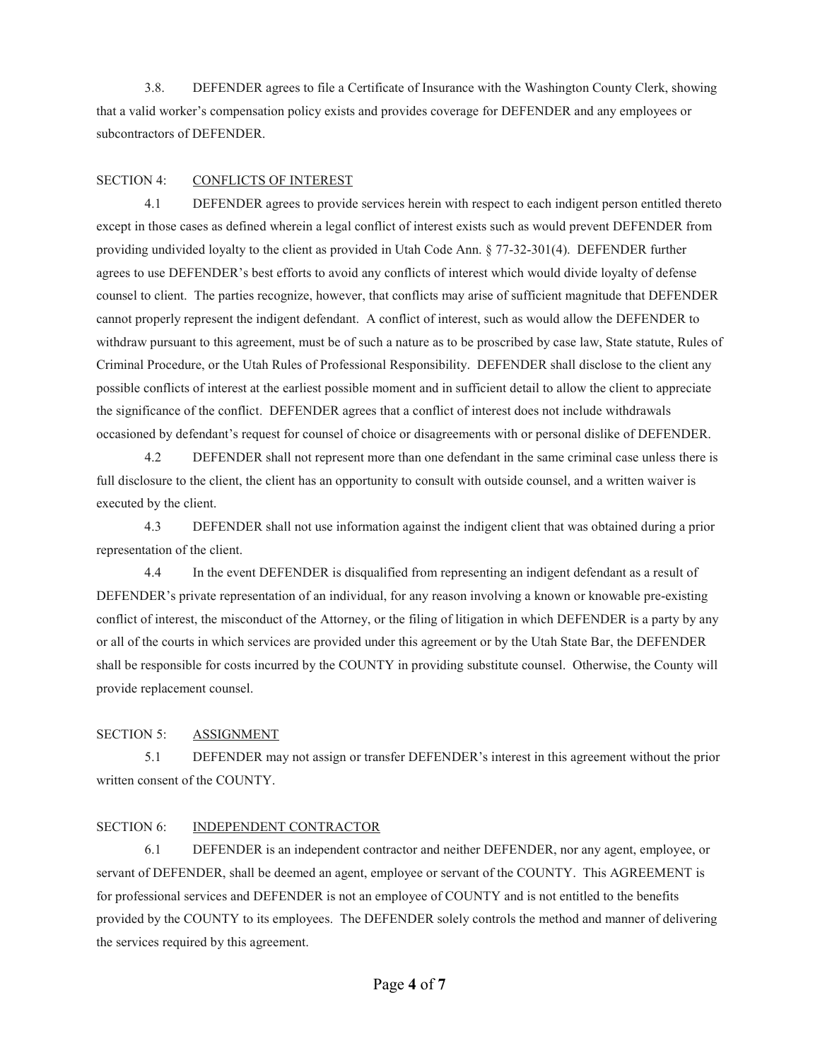3.8. DEFENDER agrees to file a Certificate of Insurance with the Washington County Clerk, showing that a valid worker's compensation policy exists and provides coverage for DEFENDER and any employees or subcontractors of DEFENDER.

SECTION 4: <u>CONFLICTS OF INTEREST</u>

4.1 DEFENDER agrees to provide services herein with respect to each indigent person entitled thereto except in those cases as defined wherein a legal conflict of interest exists such as would prevent DEFENDER from providing undivided loyalty to the client as provided in Utah Code Ann. § 77-32-301(4). DEFENDER further agrees to use DEFENDER's best efforts to avoid any conflicts of interest which would divide loyalty of defense counsel to client. The parties recognize, however, that conflicts may arise of sufficient magnitude that DEFENDER cannot properly represent the indigent defendant. A conflict of interest, such as would allow the DEFENDER to withdraw pursuant to this agreement, must be of such a nature as to be proscribed by case law, State statute, Rules of Criminal Procedure, or the Utah Rules of Professional Responsibility. DEFENDER shall disclose to the client any possible conflicts of interest at the earliest possible moment and in sufficient detail to allow the client to appreciate the significance of the conflict. DEFENDER agrees that a conflict of interest does not include withdrawals occasioned by defendant's request for counsel of choice or disagreements with or personal dislike of DEFENDER.

4.2 DEFENDER shall not represent more than one defendant in the same criminal case unless there is full disclosure to the client, the client has an opportunity to consult with outside counsel, and a written waiver is executed by the client.

4.3 DEFENDER shall not use information against the indigent client that was obtained during a prior representation of the client.

4.4 In the event DEFENDER is disqualified from representing an indigent defendant as a result of DEFENDER's private representation of an individual, for any reason involving a known or knowable pre-existing conflict of interest, the misconduct of the Attorney, or the filing of litigation in which DEFENDER is a party by any or all of the courts in which services are provided under this agreement or by the Utah State Bar, the DEFENDER shall be responsible for costs incurred by the COUNTY in providing substitute counsel. Otherwise, the County will provide replacement counsel.

SECTION 5: <u>ASSIGNMENT</u>

5.1 DEFENDER may not assign or transfer DEFENDER's interest in this agreement without the prior written consent of the COUNTY.

SECTION 6: <u>INDEPENDENT CONTRACTOR</u>

6.1 DEFENDER is an independent contractor and neither DEFENDER, nor any agent, employee, or servant of DEFENDER, shall be deemed an agent, employee or servant of the COUNTY. This AGREEMENT is for professional services and DEFENDER is not an employee of COUNTY and is not entitled to the benefits provided by the COUNTY to its employees. The DEFENDER solely controls the method and manner of delivering the services required by this agreement.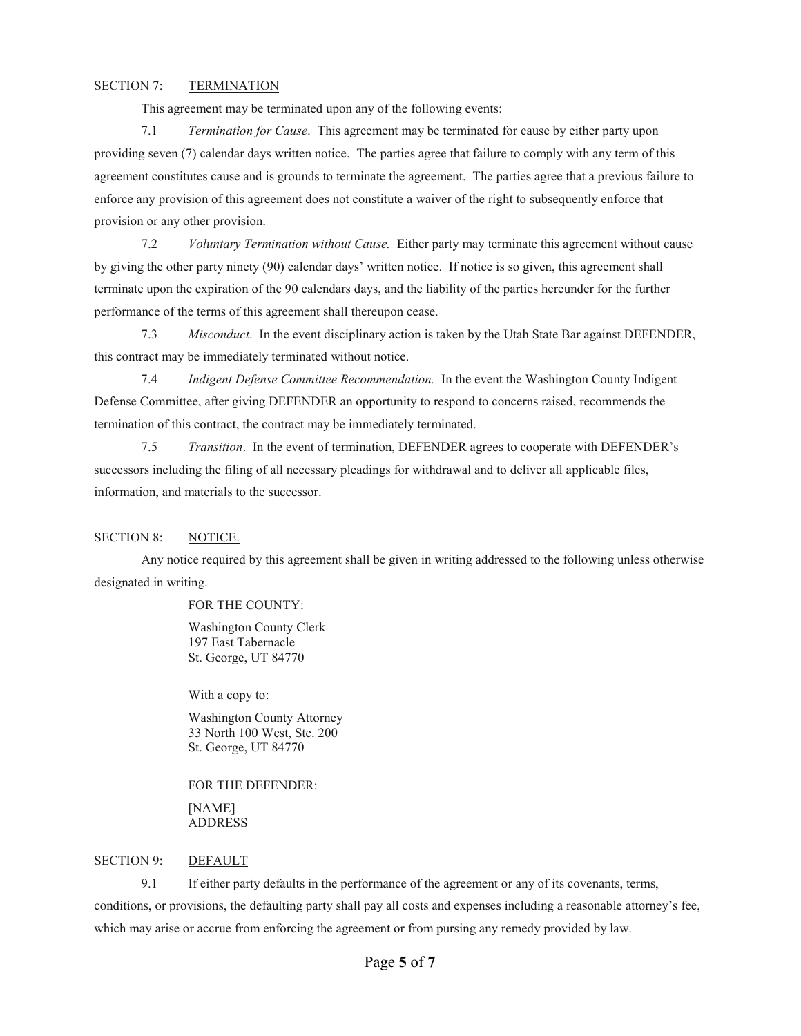SECTION 7: <u>TERMINATION</u>

This agreement may be terminated upon any of the following events:

7.1 *Termination for Cause*. This agreement may be terminated for cause by either party upon providing seven (7) calendar days written notice. The parties agree that failure to comply with any term of this agreement constitutes cause and is grounds to terminate the agreement. The parties agree that a previous failure to enforce any provision of this agreement does not constitute a waiver of the right to subsequently enforce that provision or any other provision.

7.2 *Voluntary Termination without Cause.* Either party may terminate this agreement without cause by giving the other party ninety (90) calendar days' written notice. If notice is so given, this agreement shall terminate upon the expiration of the 90 calendars days, and the liability of the parties hereunder for the further performance of the terms of this agreement shall thereupon cease.

7.3 *Misconduct*. In the event disciplinary action is taken by the Utah State Bar against DEFENDER, this contract may be immediately terminated without notice.

7.4 *Indigent Defense Committee Recommendation.* In the event the Washington County Indigent Defense Committee, after giving DEFENDER an opportunity to respond to concerns raised, recommends the termination of this contract, the contract may be immediately terminated.

7.5 *Transition*. In the event of termination, DEFENDER agrees to cooperate with DEFENDER's successors including the filing of all necessary pleadings for withdrawal and to deliver all applicable files, information, and materials to the successor.

SECTION 8: <u>NOTICE.</u>

Any notice required by this agreement shall be given in writing addressed to the following unless otherwise designated in writing.

FOR THE COUNTY:

Washington County Clerk
197 East Tabernacle
St. George, UT 84770

With a copy to:

Washington County Attorney
33 North 100 West, Ste. 200
St. George, UT 84770

FOR THE DEFENDER:

[NAME]
ADDRESS

SECTION 9: <u>DEFAULT</u>

9.1 If either party defaults in the performance of the agreement or any of its covenants, terms, conditions, or provisions, the defaulting party shall pay all costs and expenses including a reasonable attorney's fee, which may arise or accrue from enforcing the agreement or from pursing any remedy provided by law.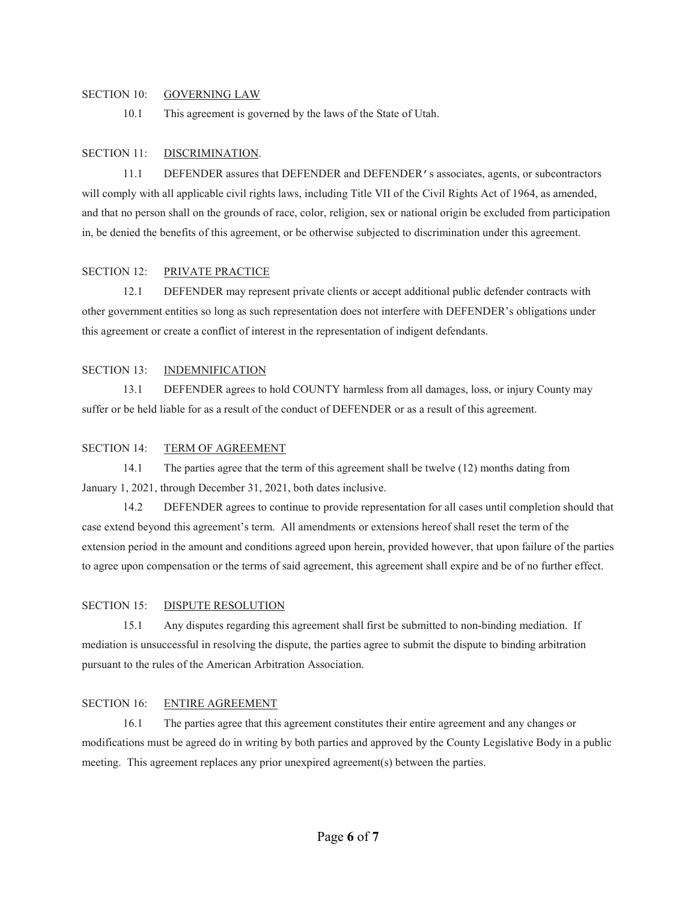SECTION 10: GOVERNING LAW

10.1 This agreement is governed by the laws of the State of Utah.

SECTION 11: DISCRIMINATION.

11.1 DEFENDER assures that DEFENDER and DEFENDER's associates, agents, or subcontractors will comply with all applicable civil rights laws, including Title VII of the Civil Rights Act of 1964, as amended, and that no person shall on the grounds of race, color, religion, sex or national origin be excluded from participation in, be denied the benefits of this agreement, or be otherwise subjected to discrimination under this agreement.

SECTION 12: PRIVATE PRACTICE

12.1 DEFENDER may represent private clients or accept additional public defender contracts with other government entities so long as such representation does not interfere with DEFENDER's obligations under this agreement or create a conflict of interest in the representation of indigent defendants.

SECTION 13: INDEMNIFICATION

13.1 DEFENDER agrees to hold COUNTY harmless from all damages, loss, or injury County may suffer or be held liable for as a result of the conduct of DEFENDER or as a result of this agreement.

SECTION 14: TERM OF AGREEMENT

14.1 The parties agree that the term of this agreement shall be twelve (12) months dating from January 1, 2021, through December 31, 2021, both dates inclusive.

14.2 DEFENDER agrees to continue to provide representation for all cases until completion should that case extend beyond this agreement's term. All amendments or extensions hereof shall reset the term of the extension period in the amount and conditions agreed upon herein, provided however, that upon failure of the parties to agree upon compensation or the terms of said agreement, this agreement shall expire and be of no further effect.

SECTION 15: DISPUTE RESOLUTION

15.1 Any disputes regarding this agreement shall first be submitted to non-binding mediation. If mediation is unsuccessful in resolving the dispute, the parties agree to submit the dispute to binding arbitration pursuant to the rules of the American Arbitration Association.

SECTION 16: ENTIRE AGREEMENT

16.1 The parties agree that this agreement constitutes their entire agreement and any changes or modifications must be agreed do in writing by both parties and approved by the County Legislative Body in a public meeting. This agreement replaces any prior unexpired agreement(s) between the parties.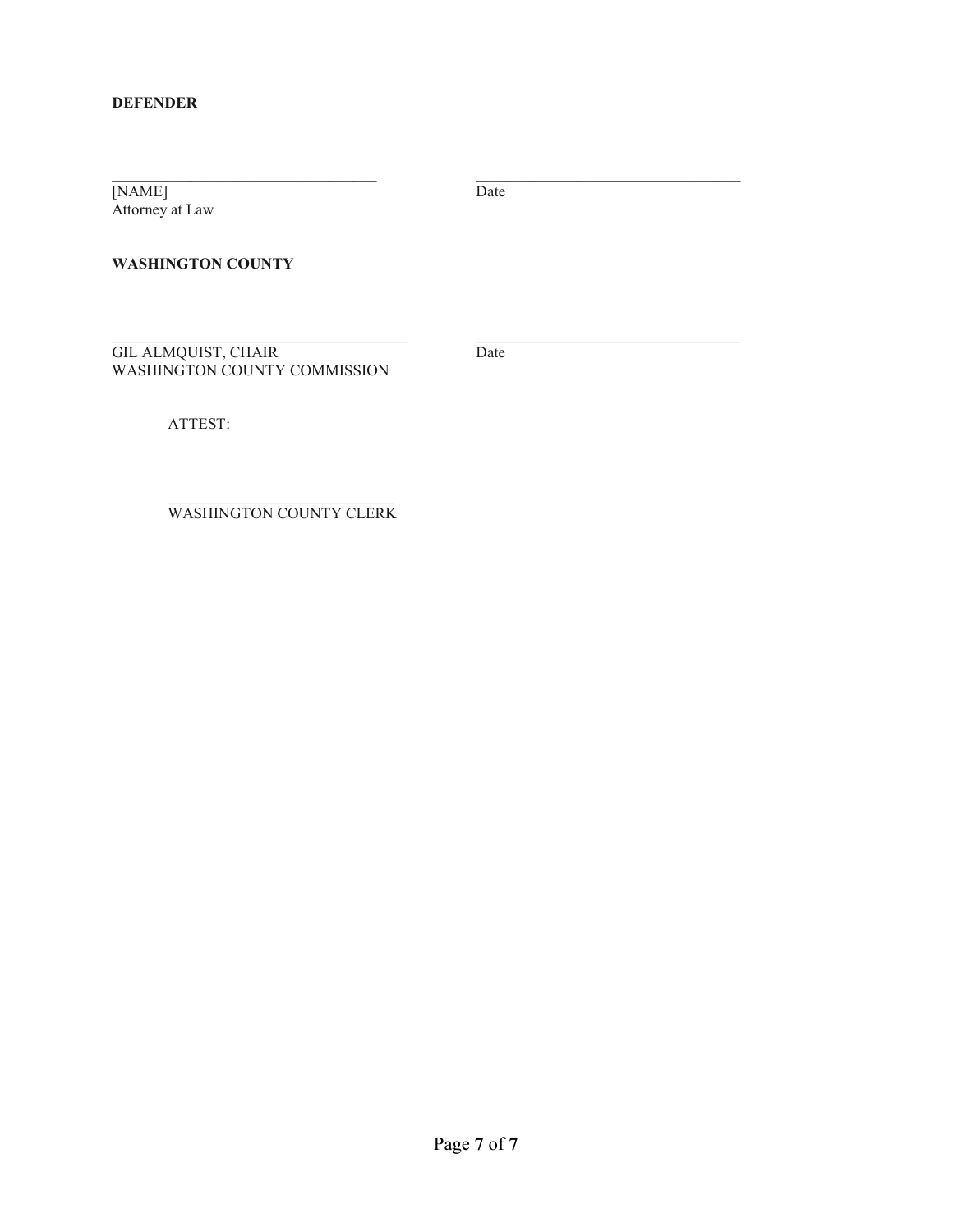**DEFENDER**

\_\_\_\_\_\_\_\_\_\_\_\_\_\_\_\_\_\_\_\_\_\_\_\_\_\_\_\_\_\_\_\_\_\_ \_\_\_\_\_\_\_\_\_\_\_\_\_\_\_\_\_\_\_\_\_\_\_\_\_\_\_\_\_\_\_\_\_\_
[NAME] Date
Attorney at Law

**WASHINGTON COUNTY**

\_\_\_\_\_\_\_\_\_\_\_\_\_\_\_\_\_\_\_\_\_\_\_\_\_\_\_\_\_\_\_\_\_\_\_\_\_\_ \_\_\_\_\_\_\_\_\_\_\_\_\_\_\_\_\_\_\_\_\_\_\_\_\_\_\_\_\_\_\_\_\_\_
GIL ALMQUIST, CHAIR Date
WASHINGTON COUNTY COMMISSION

ATTEST:

\_\_\_\_\_\_\_\_\_\_\_\_\_\_\_\_\_\_\_\_\_\_\_\_\_\_\_\_\_
WASHINGTON COUNTY CLERK